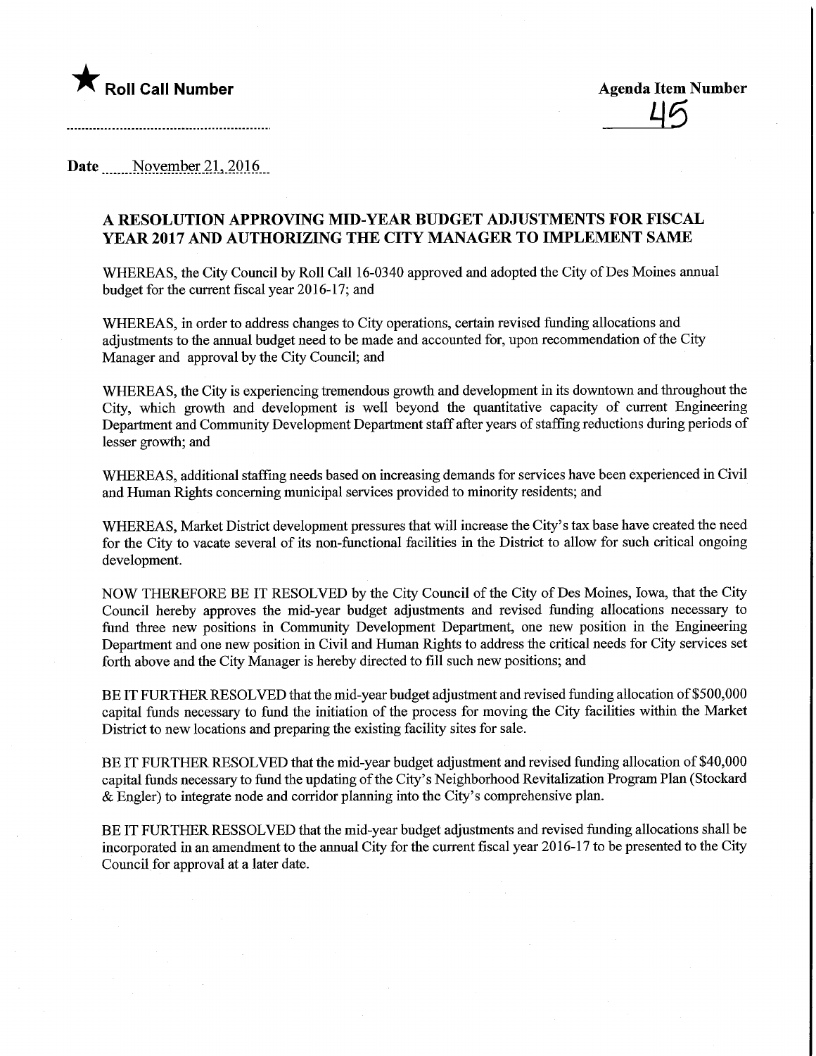★ **Roll Call Number**

**Agenda Item Number**

45

**Date** November 21, 2016

## A RESOLUTION APPROVING MID-YEAR BUDGET ADJUSTMENTS FOR FISCAL YEAR 2017 AND AUTHORIZING THE CITY MANAGER TO IMPLEMENT SAME

WHEREAS, the City Council by Roll Call 16-0340 approved and adopted the City of Des Moines annual budget for the current fiscal year 2016-17; and

WHEREAS, in order to address changes to City operations, certain revised funding allocations and adjustments to the annual budget need to be made and accounted for, upon recommendation of the City Manager and approval by the City Council; and

WHEREAS, the City is experiencing tremendous growth and development in its downtown and throughout the City, which growth and development is well beyond the quantitative capacity of current Engineering Department and Community Development Department staff after years of staffing reductions during periods of lesser growth; and

WHEREAS, additional staffing needs based on increasing demands for services have been experienced in Civil and Human Rights concerning municipal services provided to minority residents; and

WHEREAS, Market District development pressures that will increase the City's tax base have created the need for the City to vacate several of its non-functional facilities in the District to allow for such critical ongoing development.

NOW THEREFORE BE IT RESOLVED by the City Council of the City of Des Moines, Iowa, that the City Council hereby approves the mid-year budget adjustments and revised funding allocations necessary to fund three new positions in Community Development Department, one new position in the Engineering Department and one new position in Civil and Human Rights to address the critical needs for City services set forth above and the City Manager is hereby directed to fill such new positions; and

BE IT FURTHER RESOLVED that the mid-year budget adjustment and revised funding allocation of $500,000 capital funds necessary to fund the initiation of the process for moving the City facilities within the Market District to new locations and preparing the existing facility sites for sale.

BE IT FURTHER RESOLVED that the mid-year budget adjustment and revised funding allocation of $40,000 capital funds necessary to fund the updating of the City's Neighborhood Revitalization Program Plan (Stockard & Engler) to integrate node and corridor planning into the City's comprehensive plan.

BE IT FURTHER RESSOLVED that the mid-year budget adjustments and revised funding allocations shall be incorporated in an amendment to the annual City for the current fiscal year 2016-17 to be presented to the City Council for approval at a later date.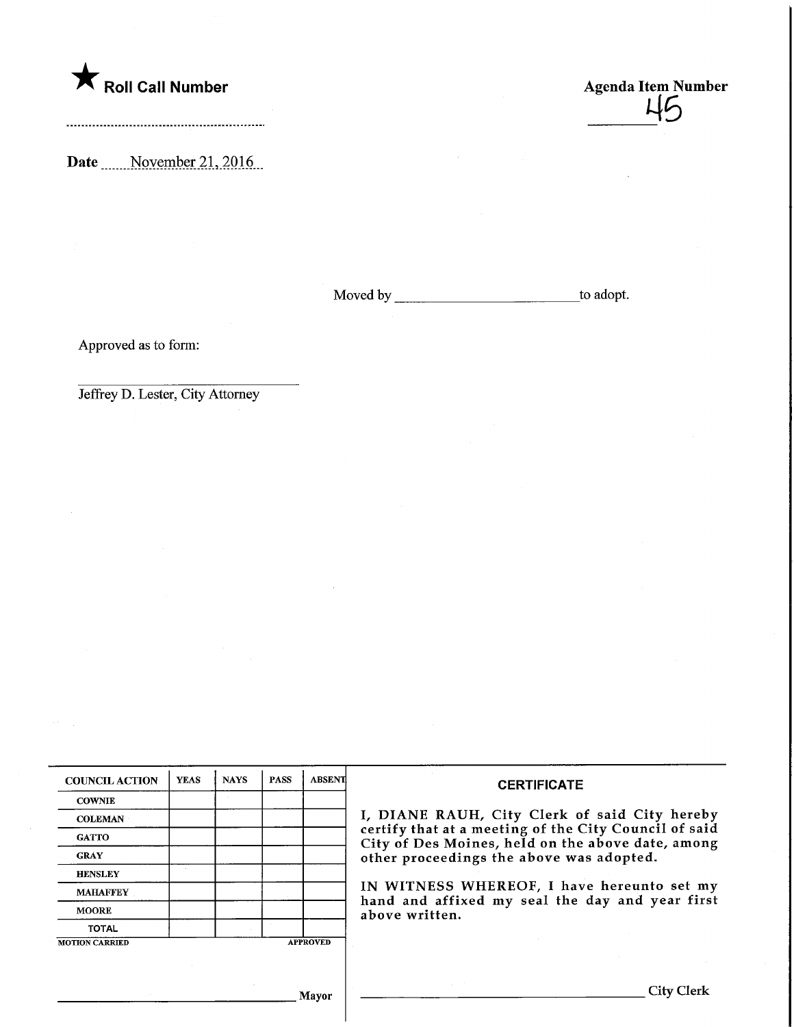★ **Roll Call Number**

..........................................................

**Agenda Item Number**

45

**Date** November 21, 2016

Moved by ________________________ to adopt.

Approved as to form:

______________________________

Jeffrey D. Lester, City Attorney

| COUNCIL ACTION | YEAS | NAYS | PASS | ABSENT |
|---|---|---|---|---|
| COWNIE | | | | |
| COLEMAN | | | | |
| GATTO | | | | |
| GRAY | | | | |
| HENSLEY | | | | |
| MAHAFFEY | | | | |
| MOORE | | | | |
| TOTAL | | | | |

MOTION CARRIED APPROVED

______________________________ Mayor

**CERTIFICATE**

I, DIANE RAUH, City Clerk of said City hereby certify that at a meeting of the City Council of said City of Des Moines, held on the above date, among other proceedings the above was adopted.

IN WITNESS WHEREOF, I have hereunto set my hand and affixed my seal the day and year first above written.

______________________________ City Clerk